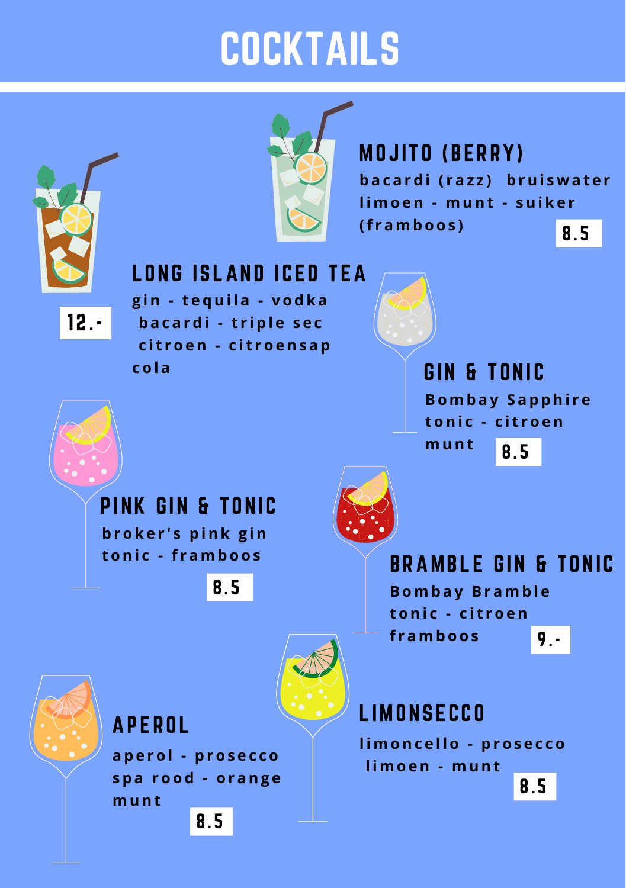# COCKTAILS

## MOJITO (BERRY)

bacardi (razz) bruiswater
limoen - munt - suiker
(framboos)

8.5

## LONG ISLAND ICED TEA

gin - tequila - vodka
bacardi - triple sec
citroen - citroensap
cola

12.-

## GIN & TONIC

Bombay Sapphire
tonic - citroen
munt

8.5

## PINK GIN & TONIC

broker's pink gin
tonic - framboos

8.5

## BRAMBLE GIN & TONIC

Bombay Bramble
tonic - citroen
framboos

9.-

## APEROL

aperol - prosecco
spa rood - orange
munt

8.5

## LIMONSECCO

limoncello - prosecco
limoen - munt

8.5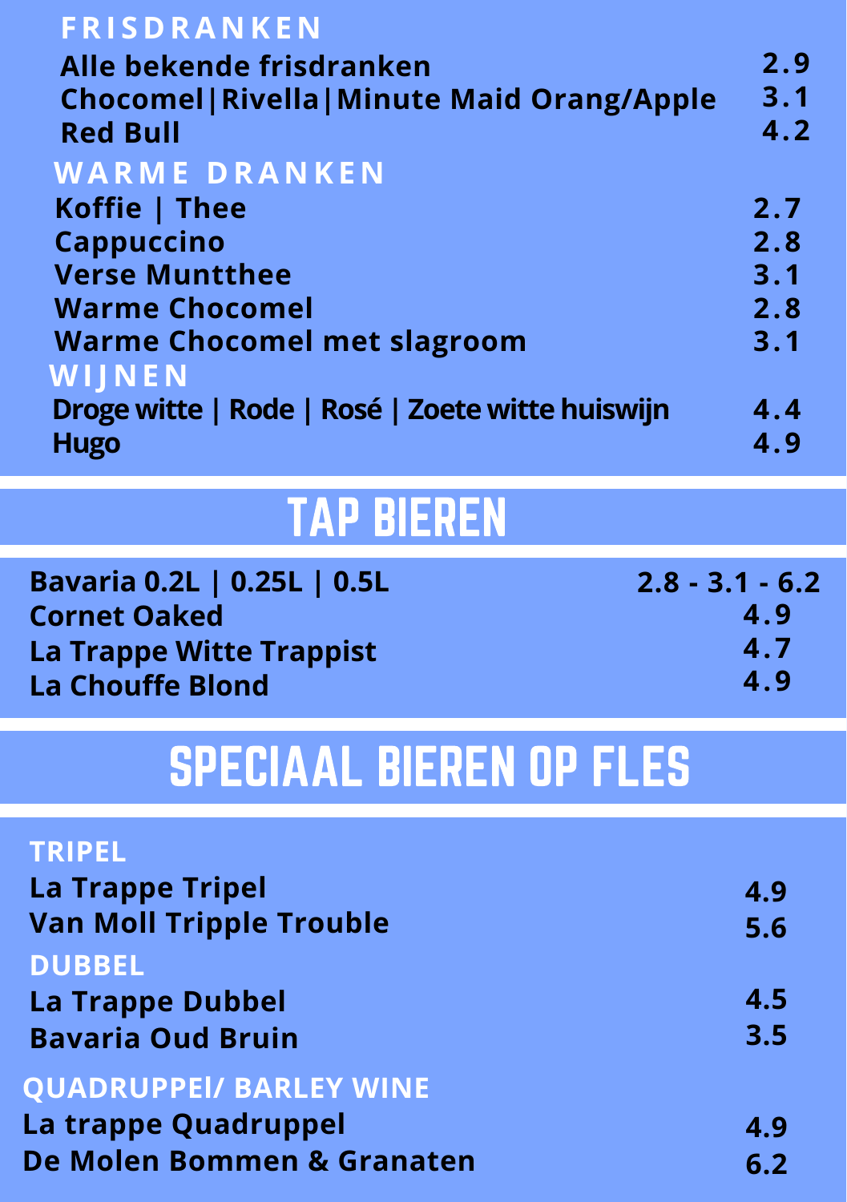## FRISDRANKEN

| | |
|---|---|
| Alle bekende frisdranken | 2.9 |
| Chocomel\|Rivella\|Minute Maid Orang/Apple | 3.1 |
| Red Bull | 4.2 |

## WARME DRANKEN

| | |
|---|---|
| Koffie \| Thee | 2.7 |
| Cappuccino | 2.8 |
| Verse Muntthee | 3.1 |
| Warme Chocomel | 2.8 |
| Warme Chocomel met slagroom | 3.1 |

## WIJNEN

| | |
|---|---|
| Droge witte \| Rode \| Rosé \| Zoete witte huiswijn | 4.4 |
| Hugo | 4.9 |

# TAP BIEREN

| | |
|---|---|
| Bavaria 0.2L \| 0.25L \| 0.5L | 2.8 - 3.1 - 6.2 |
| Cornet Oaked | 4.9 |
| La Trappe Witte Trappist | 4.7 |
| La Chouffe Blond | 4.9 |

# SPECIAAL BIEREN OP FLES

## TRIPEL

| | |
|---|---|
| La Trappe Tripel | 4.9 |
| Van Moll Tripple Trouble | 5.6 |

## DUBBEL

| | |
|---|---|
| La Trappe Dubbel | 4.5 |
| Bavaria Oud Bruin | 3.5 |

## QUADRUPPEl/ BARLEY WINE

| | |
|---|---|
| La trappe Quadruppel | 4.9 |
| De Molen Bommen & Granaten | 6.2 |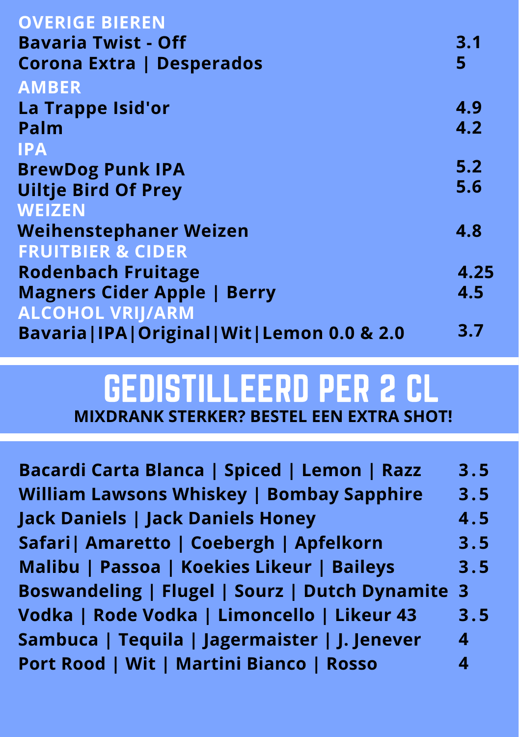**OVERIGE BIEREN**

| | |
|---|---|
| Bavaria Twist - Off | 3.1 |
| Corona Extra \| Desperados | 5 |

**AMBER**

| | |
|---|---|
| La Trappe Isid'or | 4.9 |
| Palm | 4.2 |

**IPA**

| | |
|---|---|
| BrewDog Punk IPA | 5.2 |
| Uiltje Bird Of Prey | 5.6 |

**WEIZEN**

| | |
|---|---|
| Weihenstephaner Weizen | 4.8 |

**FRUITBIER & CIDER**

| | |
|---|---|
| Rodenbach Fruitage | 4.25 |
| Magners Cider Apple \| Berry | 4.5 |

**ALCOHOL VRIJ/ARM**

| | |
|---|---|
| Bavaria\|IPA\|Original\|Wit\|Lemon 0.0 & 2.0 | 3.7 |

# GEDISTILLEERD PER 2 CL

**MIXDRANK STERKER? BESTEL EEN EXTRA SHOT!**

| | |
|---|---|
| Bacardi Carta Blanca \| Spiced \| Lemon \| Razz | 3.5 |
| William Lawsons Whiskey \| Bombay Sapphire | 3.5 |
| Jack Daniels \| Jack Daniels Honey | 4.5 |
| Safari\| Amaretto \| Coebergh \| Apfelkorn | 3.5 |
| Malibu \| Passoa \| Koekies Likeur \| Baileys | 3.5 |
| Boswandeling \| Flugel \| Sourz \| Dutch Dynamite | 3 |
| Vodka \| Rode Vodka \| Limoncello \| Likeur 43 | 3.5 |
| Sambuca \| Tequila \| Jagermaister \| J. Jenever | 4 |
| Port Rood \| Wit \| Martini Bianco \| Rosso | 4 |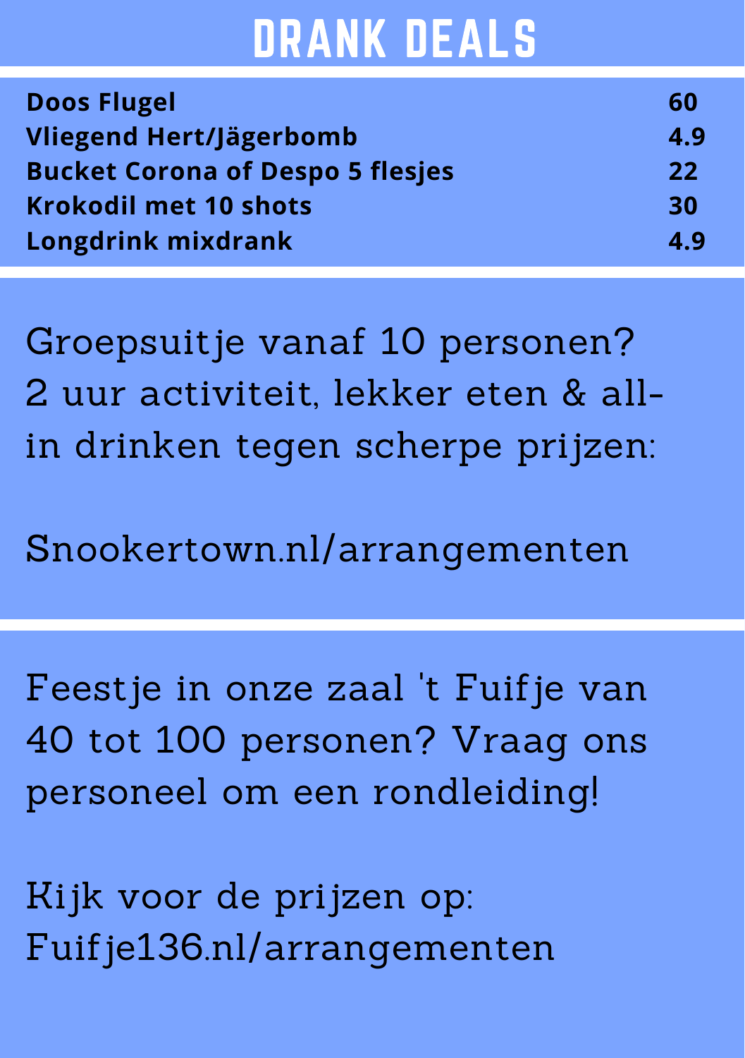# DRANK DEALS

| | |
|---|---|
| **Doos Flugel** | **60** |
| **Vliegend Hert/Jägerbomb** | **4.9** |
| **Bucket Corona of Despo 5 flesjes** | **22** |
| **Krokodil met 10 shots** | **30** |
| **Longdrink mixdrank** | **4.9** |

Groepsuitje vanaf 10 personen? 2 uur activiteit, lekker eten & all-in drinken tegen scherpe prijzen:

Snookertown.nl/arrangementen

Feestje in onze zaal 't Fuifje van 40 tot 100 personen? Vraag ons personeel om een rondleiding!

Kijk voor de prijzen op: Fuifje136.nl/arrangementen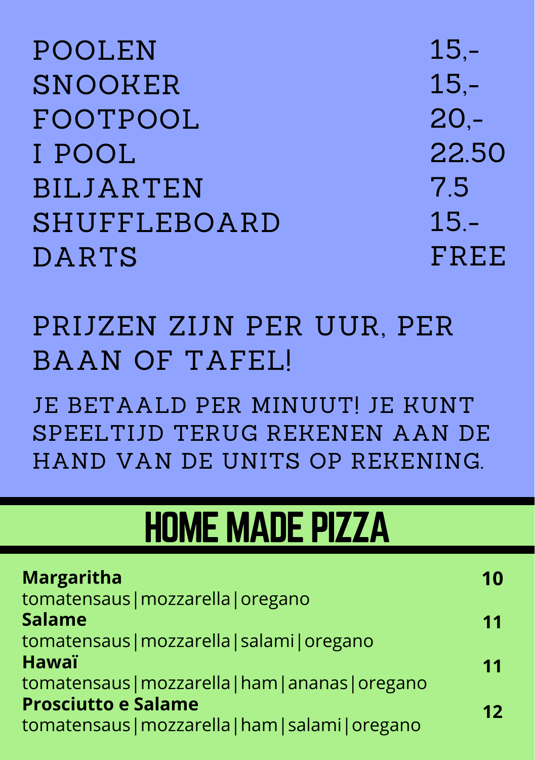| | |
|---|---|
| POOLEN | 15,- |
| SNOOKER | 15,- |
| FOOTPOOL | 20,- |
| I POOL | 22.50 |
| BILJARTEN | 7.5 |
| SHUFFLEBOARD | 15.- |
| DARTS | FREE |

## PRIJZEN ZIJN PER UUR, PER BAAN OF TAFEL!

JE BETAALD PER MINUUT! JE KUNT SPEELTIJD TERUG REKENEN AAN DE HAND VAN DE UNITS OP REKENING.

# HOME MADE PIZZA

| | |
|---|---|
| **Margaritha**<br>tomatensaus\|mozzarella\|oregano | **10** |
| **Salame**<br>tomatensaus\|mozzarella\|salami\|oregano | **11** |
| **Hawaï**<br>tomatensaus\|mozzarella\|ham\|ananas\|oregano | **11** |
| **Prosciutto e Salame**<br>tomatensaus\|mozzarella\|ham\|salami\|oregano | **12** |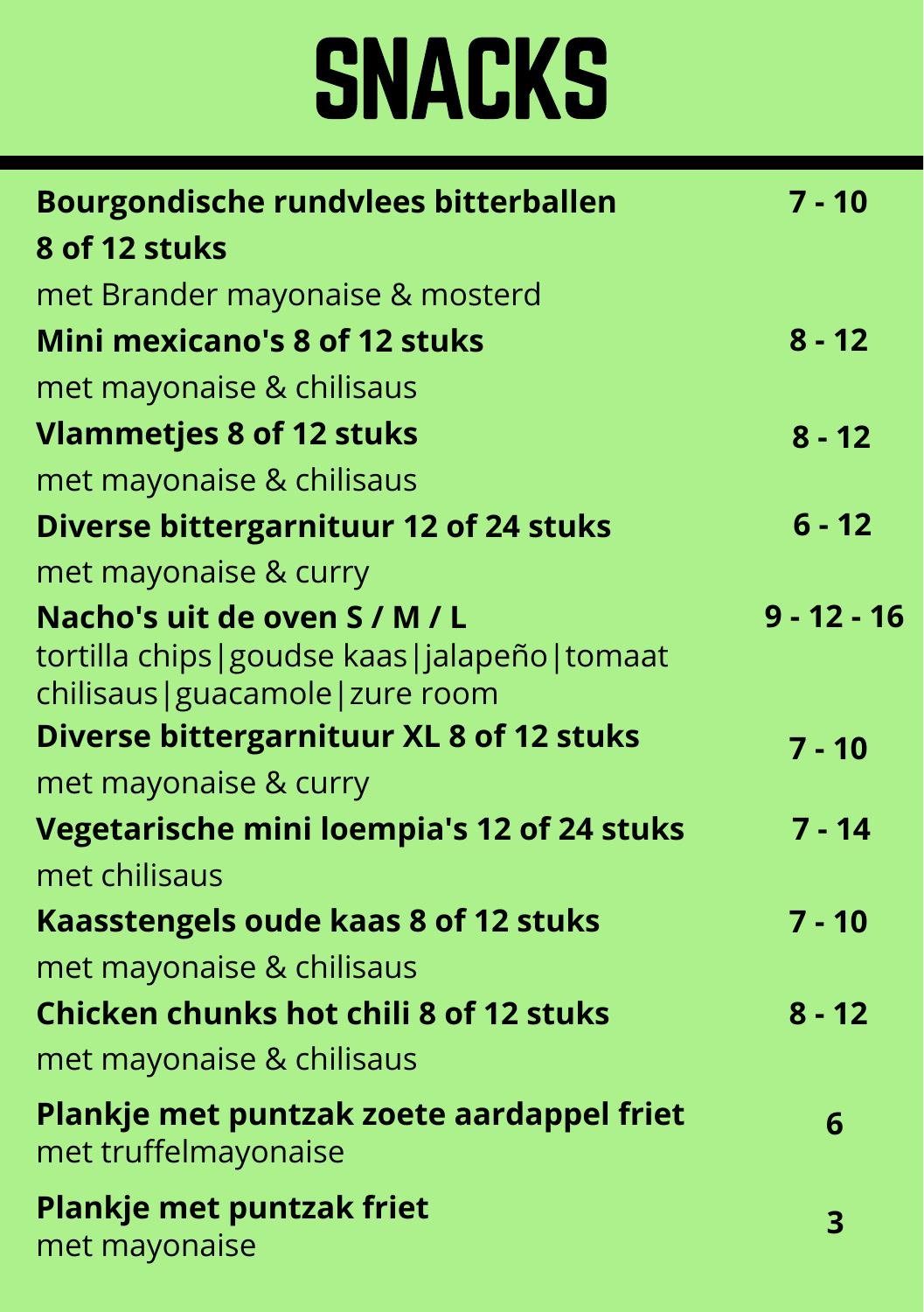# SNACKS

**Bourgondische rundvlees bitterballen 8 of 12 stuks** — **7 - 10**
met Brander mayonaise & mosterd

**Mini mexicano's 8 of 12 stuks** — **8 - 12**
met mayonaise & chilisaus

**Vlammetjes 8 of 12 stuks** — **8 - 12**
met mayonaise & chilisaus

**Diverse bittergarnituur 12 of 24 stuks** — **6 - 12**
met mayonaise & curry

**Nacho's uit de oven S / M / L** — **9 - 12 - 16**
tortilla chips|goudse kaas|jalapeño|tomaat
chilisaus|guacamole|zure room

**Diverse bittergarnituur XL 8 of 12 stuks** — **7 - 10**
met mayonaise & curry

**Vegetarische mini loempia's 12 of 24 stuks** — **7 - 14**
met chilisaus

**Kaasstengels oude kaas 8 of 12 stuks** — **7 - 10**
met mayonaise & chilisaus

**Chicken chunks hot chili 8 of 12 stuks** — **8 - 12**
met mayonaise & chilisaus

**Plankje met puntzak zoete aardappel friet** — **6**
met truffelmayonaise

**Plankje met puntzak friet** — **3**
met mayonaise